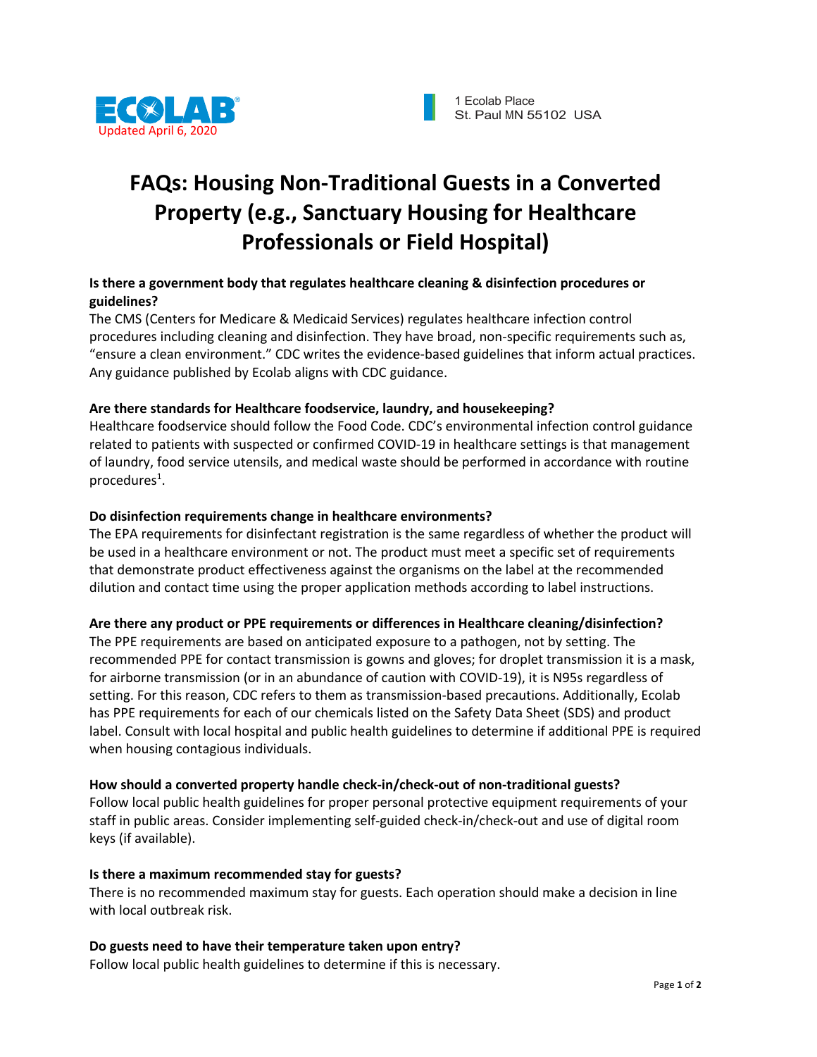ECOLAB

Updated April 6, 2020

1 Ecolab Place
St. Paul MN 55102 USA

# FAQs: Housing Non-Traditional Guests in a Converted Property (e.g., Sanctuary Housing for Healthcare Professionals or Field Hospital)

**Is there a government body that regulates healthcare cleaning & disinfection procedures or guidelines?**

The CMS (Centers for Medicare & Medicaid Services) regulates healthcare infection control procedures including cleaning and disinfection. They have broad, non-specific requirements such as, "ensure a clean environment." CDC writes the evidence-based guidelines that inform actual practices. Any guidance published by Ecolab aligns with CDC guidance.

**Are there standards for Healthcare foodservice, laundry, and housekeeping?**

Healthcare foodservice should follow the Food Code. CDC's environmental infection control guidance related to patients with suspected or confirmed COVID-19 in healthcare settings is that management of laundry, food service utensils, and medical waste should be performed in accordance with routine procedures[1].

**Do disinfection requirements change in healthcare environments?**

The EPA requirements for disinfectant registration is the same regardless of whether the product will be used in a healthcare environment or not. The product must meet a specific set of requirements that demonstrate product effectiveness against the organisms on the label at the recommended dilution and contact time using the proper application methods according to label instructions.

**Are there any product or PPE requirements or differences in Healthcare cleaning/disinfection?**

The PPE requirements are based on anticipated exposure to a pathogen, not by setting. The recommended PPE for contact transmission is gowns and gloves; for droplet transmission it is a mask, for airborne transmission (or in an abundance of caution with COVID-19), it is N95s regardless of setting. For this reason, CDC refers to them as transmission-based precautions. Additionally, Ecolab has PPE requirements for each of our chemicals listed on the Safety Data Sheet (SDS) and product label. Consult with local hospital and public health guidelines to determine if additional PPE is required when housing contagious individuals.

**How should a converted property handle check-in/check-out of non-traditional guests?**

Follow local public health guidelines for proper personal protective equipment requirements of your staff in public areas. Consider implementing self-guided check-in/check-out and use of digital room keys (if available).

**Is there a maximum recommended stay for guests?**

There is no recommended maximum stay for guests. Each operation should make a decision in line with local outbreak risk.

**Do guests need to have their temperature taken upon entry?**

Follow local public health guidelines to determine if this is necessary.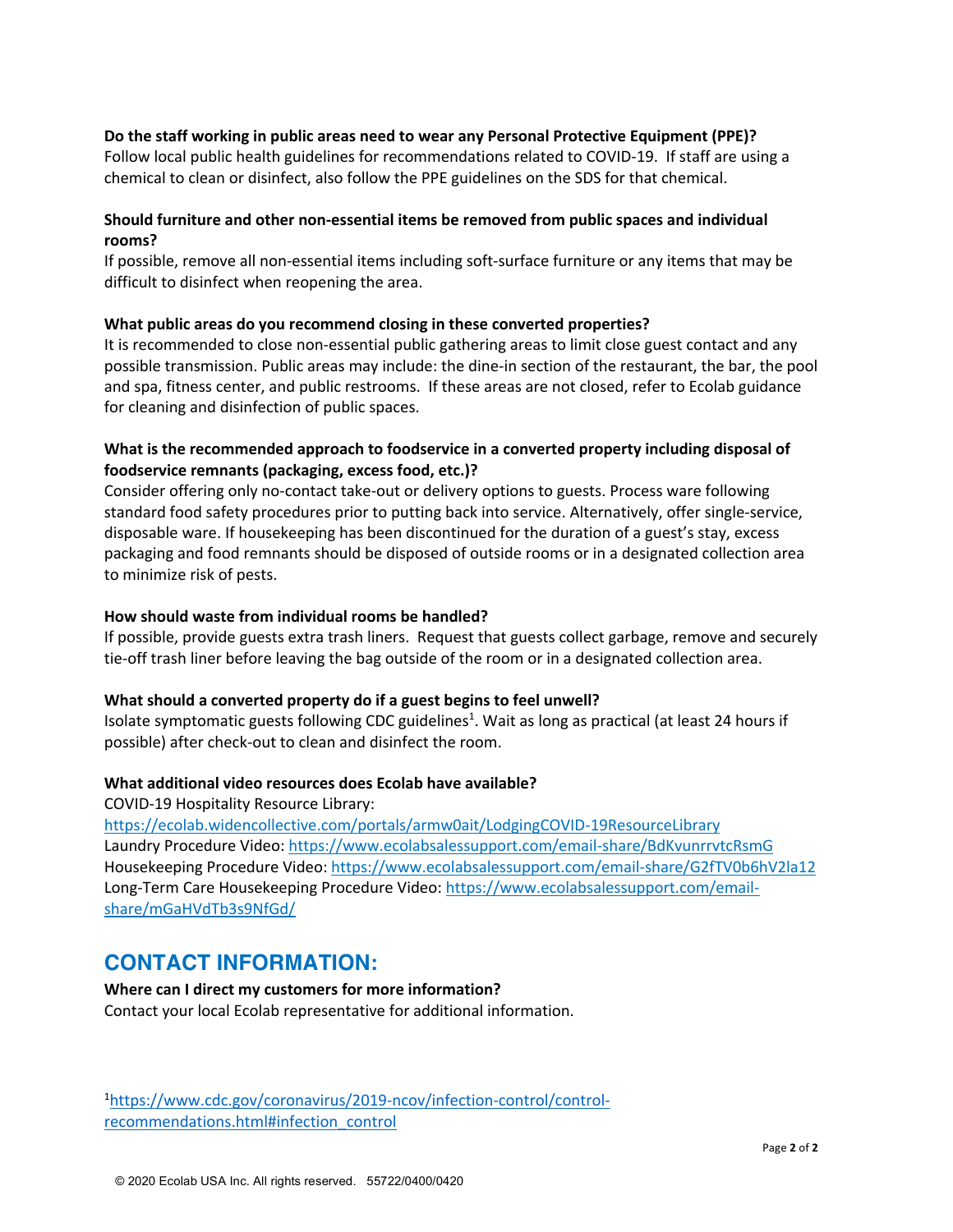**Do the staff working in public areas need to wear any Personal Protective Equipment (PPE)?**
Follow local public health guidelines for recommendations related to COVID-19. If staff are using a chemical to clean or disinfect, also follow the PPE guidelines on the SDS for that chemical.

**Should furniture and other non-essential items be removed from public spaces and individual rooms?**
If possible, remove all non-essential items including soft-surface furniture or any items that may be difficult to disinfect when reopening the area.

**What public areas do you recommend closing in these converted properties?**
It is recommended to close non-essential public gathering areas to limit close guest contact and any possible transmission. Public areas may include: the dine-in section of the restaurant, the bar, the pool and spa, fitness center, and public restrooms. If these areas are not closed, refer to Ecolab guidance for cleaning and disinfection of public spaces.

**What is the recommended approach to foodservice in a converted property including disposal of foodservice remnants (packaging, excess food, etc.)?**
Consider offering only no-contact take-out or delivery options to guests. Process ware following standard food safety procedures prior to putting back into service. Alternatively, offer single-service, disposable ware. If housekeeping has been discontinued for the duration of a guest's stay, excess packaging and food remnants should be disposed of outside rooms or in a designated collection area to minimize risk of pests.

**How should waste from individual rooms be handled?**
If possible, provide guests extra trash liners. Request that guests collect garbage, remove and securely tie-off trash liner before leaving the bag outside of the room or in a designated collection area.

**What should a converted property do if a guest begins to feel unwell?**
Isolate symptomatic guests following CDC guidelines[1]. Wait as long as practical (at least 24 hours if possible) after check-out to clean and disinfect the room.

**What additional video resources does Ecolab have available?**
COVID-19 Hospitality Resource Library:
https://ecolab.widencollective.com/portals/armw0ait/LodgingCOVID-19ResourceLibrary
Laundry Procedure Video: https://www.ecolabsalessupport.com/email-share/BdKvunrrvtcRsmG
Housekeeping Procedure Video: https://www.ecolabsalessupport.com/email-share/G2fTV0b6hV2la12
Long-Term Care Housekeeping Procedure Video: https://www.ecolabsalessupport.com/email-share/mGaHVdTb3s9NfGd/

## CONTACT INFORMATION:

**Where can I direct my customers for more information?**
Contact your local Ecolab representative for additional information.

[1]https://www.cdc.gov/coronavirus/2019-ncov/infection-control/control-recommendations.html#infection_control

© 2020 Ecolab USA Inc. All rights reserved. 55722/0400/0420